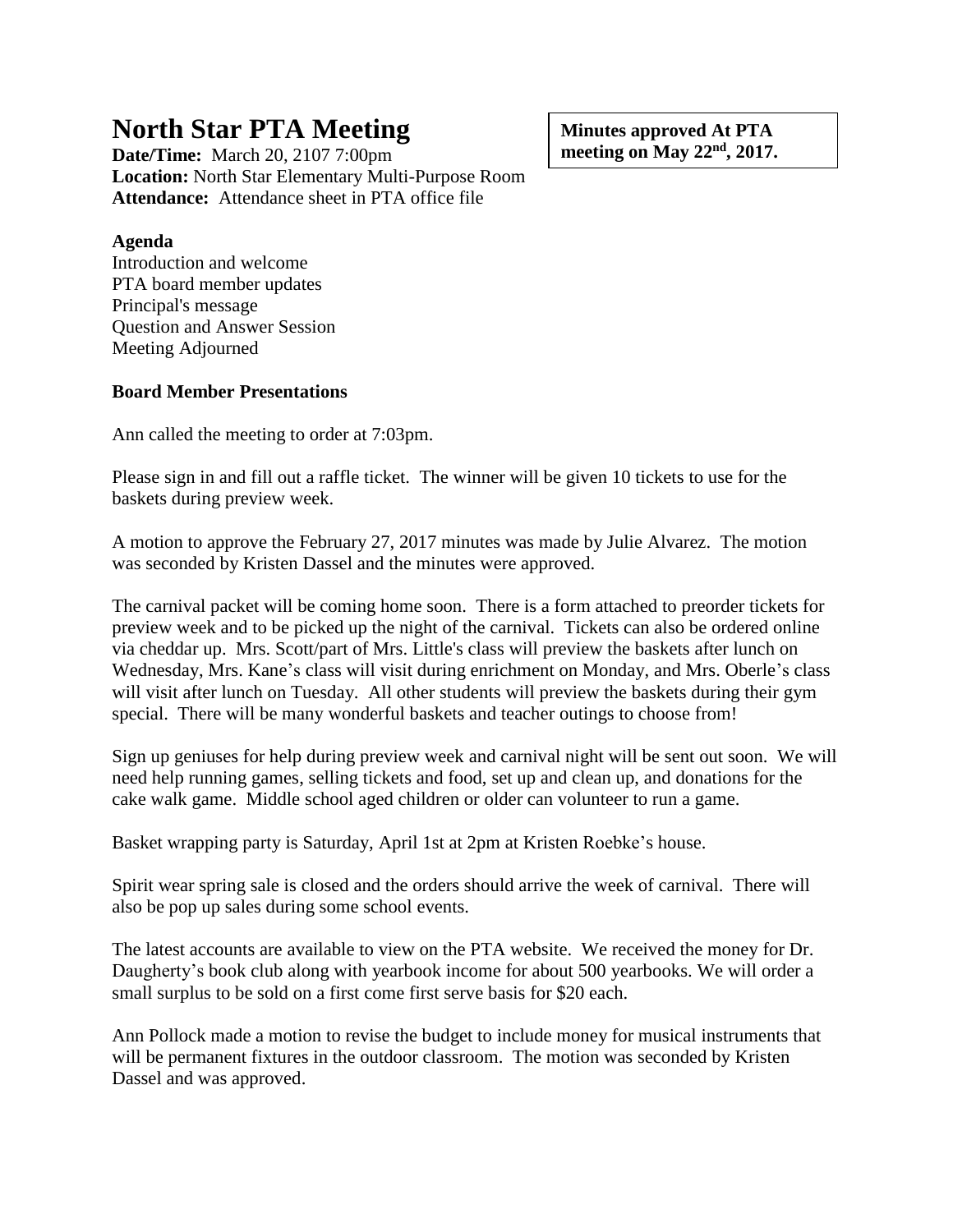# North Star PTA Meeting

**Minutes approved At PTA meeting on May 22nd, 2017.**

**Date/Time:** March 20, 2107 7:00pm
**Location:** North Star Elementary Multi-Purpose Room
**Attendance:** Attendance sheet in PTA office file

**Agenda**
Introduction and welcome
PTA board member updates
Principal's message
Question and Answer Session
Meeting Adjourned

**Board Member Presentations**

Ann called the meeting to order at 7:03pm.

Please sign in and fill out a raffle ticket. The winner will be given 10 tickets to use for the baskets during preview week.

A motion to approve the February 27, 2017 minutes was made by Julie Alvarez. The motion was seconded by Kristen Dassel and the minutes were approved.

The carnival packet will be coming home soon. There is a form attached to preorder tickets for preview week and to be picked up the night of the carnival. Tickets can also be ordered online via cheddar up. Mrs. Scott/part of Mrs. Little's class will preview the baskets after lunch on Wednesday, Mrs. Kane's class will visit during enrichment on Monday, and Mrs. Oberle's class will visit after lunch on Tuesday. All other students will preview the baskets during their gym special. There will be many wonderful baskets and teacher outings to choose from!

Sign up geniuses for help during preview week and carnival night will be sent out soon. We will need help running games, selling tickets and food, set up and clean up, and donations for the cake walk game. Middle school aged children or older can volunteer to run a game.

Basket wrapping party is Saturday, April 1st at 2pm at Kristen Roebke's house.

Spirit wear spring sale is closed and the orders should arrive the week of carnival. There will also be pop up sales during some school events.

The latest accounts are available to view on the PTA website. We received the money for Dr. Daugherty's book club along with yearbook income for about 500 yearbooks. We will order a small surplus to be sold on a first come first serve basis for $20 each.

Ann Pollock made a motion to revise the budget to include money for musical instruments that will be permanent fixtures in the outdoor classroom. The motion was seconded by Kristen Dassel and was approved.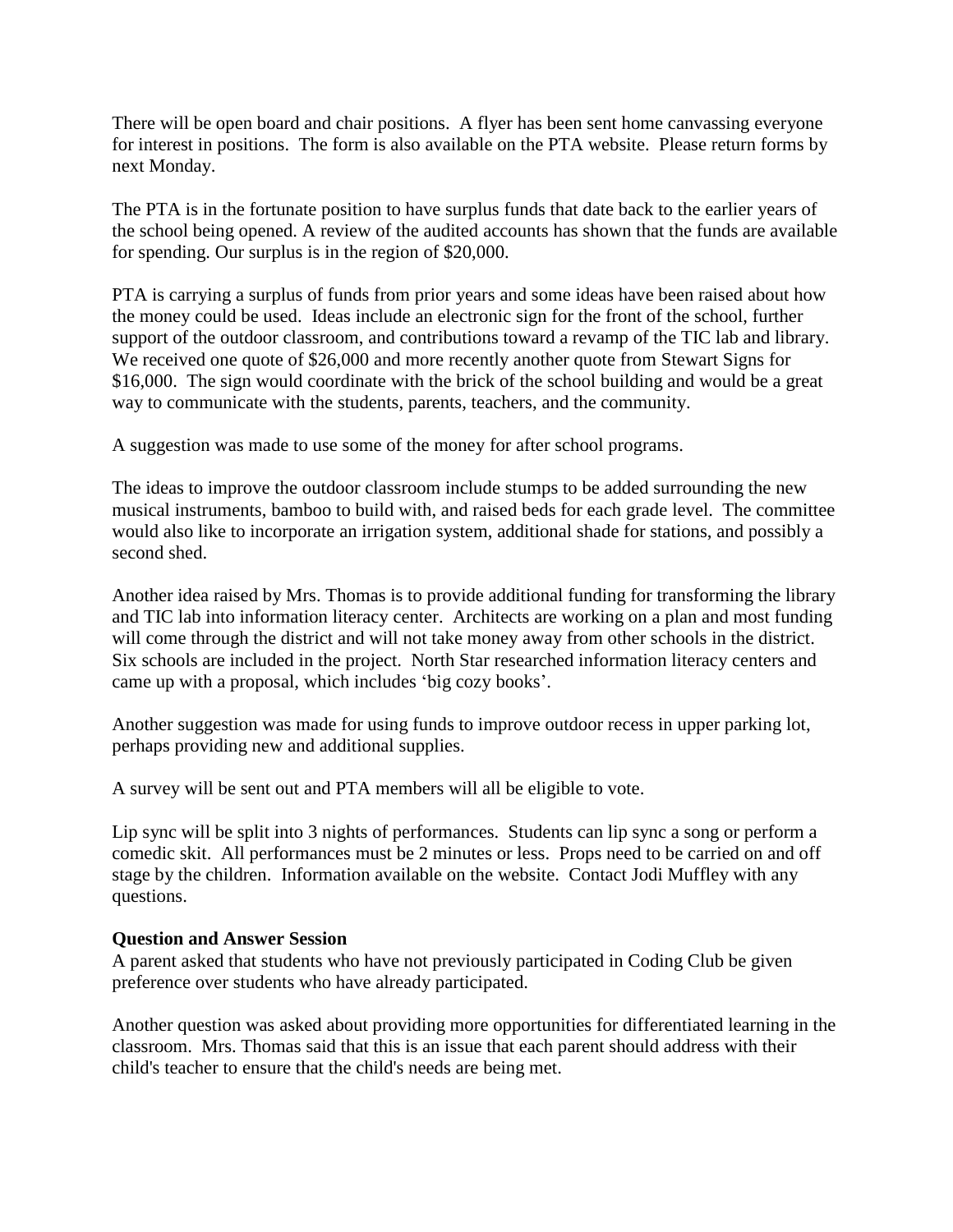There will be open board and chair positions. A flyer has been sent home canvassing everyone for interest in positions. The form is also available on the PTA website. Please return forms by next Monday.

The PTA is in the fortunate position to have surplus funds that date back to the earlier years of the school being opened. A review of the audited accounts has shown that the funds are available for spending. Our surplus is in the region of $20,000.

PTA is carrying a surplus of funds from prior years and some ideas have been raised about how the money could be used. Ideas include an electronic sign for the front of the school, further support of the outdoor classroom, and contributions toward a revamp of the TIC lab and library. We received one quote of $26,000 and more recently another quote from Stewart Signs for $16,000. The sign would coordinate with the brick of the school building and would be a great way to communicate with the students, parents, teachers, and the community.

A suggestion was made to use some of the money for after school programs.

The ideas to improve the outdoor classroom include stumps to be added surrounding the new musical instruments, bamboo to build with, and raised beds for each grade level. The committee would also like to incorporate an irrigation system, additional shade for stations, and possibly a second shed.

Another idea raised by Mrs. Thomas is to provide additional funding for transforming the library and TIC lab into information literacy center. Architects are working on a plan and most funding will come through the district and will not take money away from other schools in the district. Six schools are included in the project. North Star researched information literacy centers and came up with a proposal, which includes 'big cozy books'.

Another suggestion was made for using funds to improve outdoor recess in upper parking lot, perhaps providing new and additional supplies.

A survey will be sent out and PTA members will all be eligible to vote.

Lip sync will be split into 3 nights of performances. Students can lip sync a song or perform a comedic skit. All performances must be 2 minutes or less. Props need to be carried on and off stage by the children. Information available on the website. Contact Jodi Muffley with any questions.

**Question and Answer Session**

A parent asked that students who have not previously participated in Coding Club be given preference over students who have already participated.

Another question was asked about providing more opportunities for differentiated learning in the classroom. Mrs. Thomas said that this is an issue that each parent should address with their child's teacher to ensure that the child's needs are being met.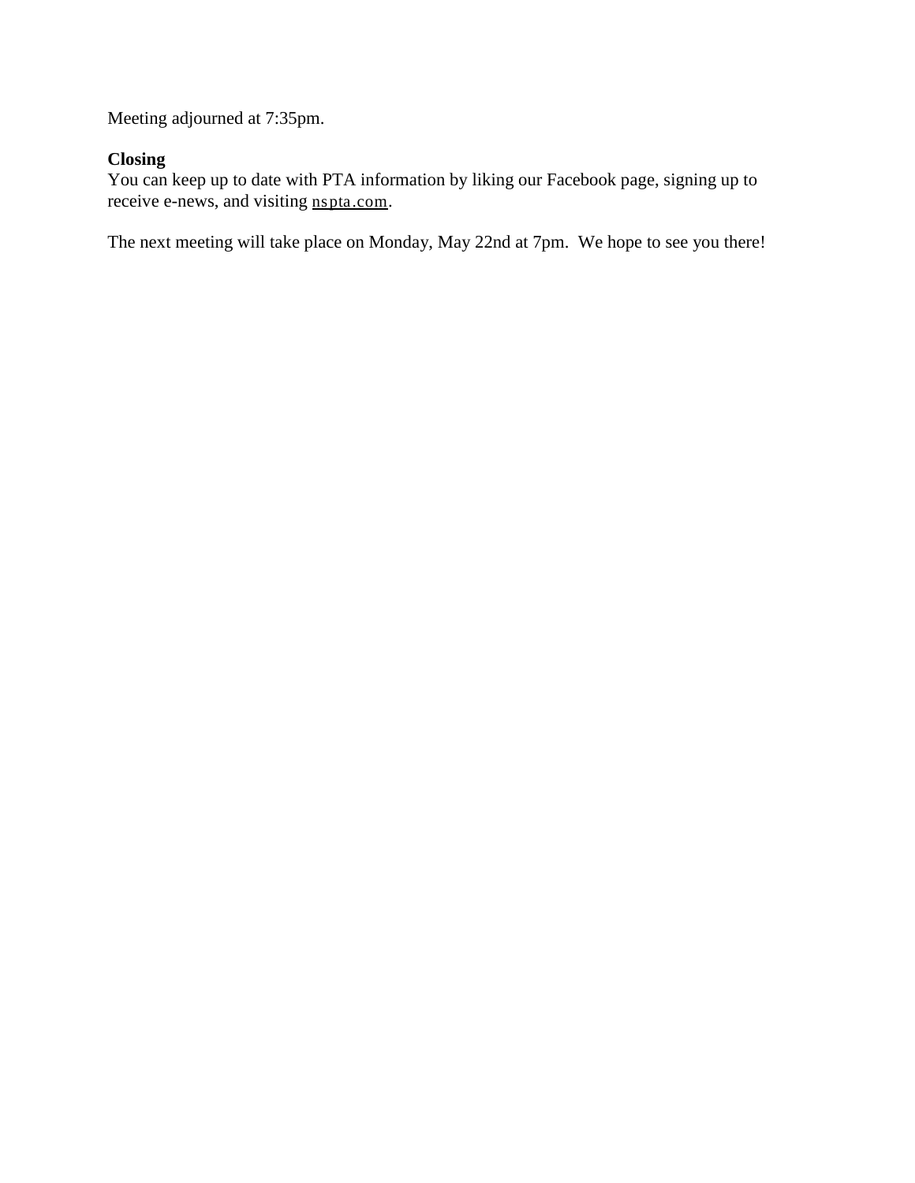Meeting adjourned at 7:35pm.

**Closing**

You can keep up to date with PTA information by liking our Facebook page, signing up to receive e-news, and visiting nspta.com.

The next meeting will take place on Monday, May 22nd at 7pm. We hope to see you there!